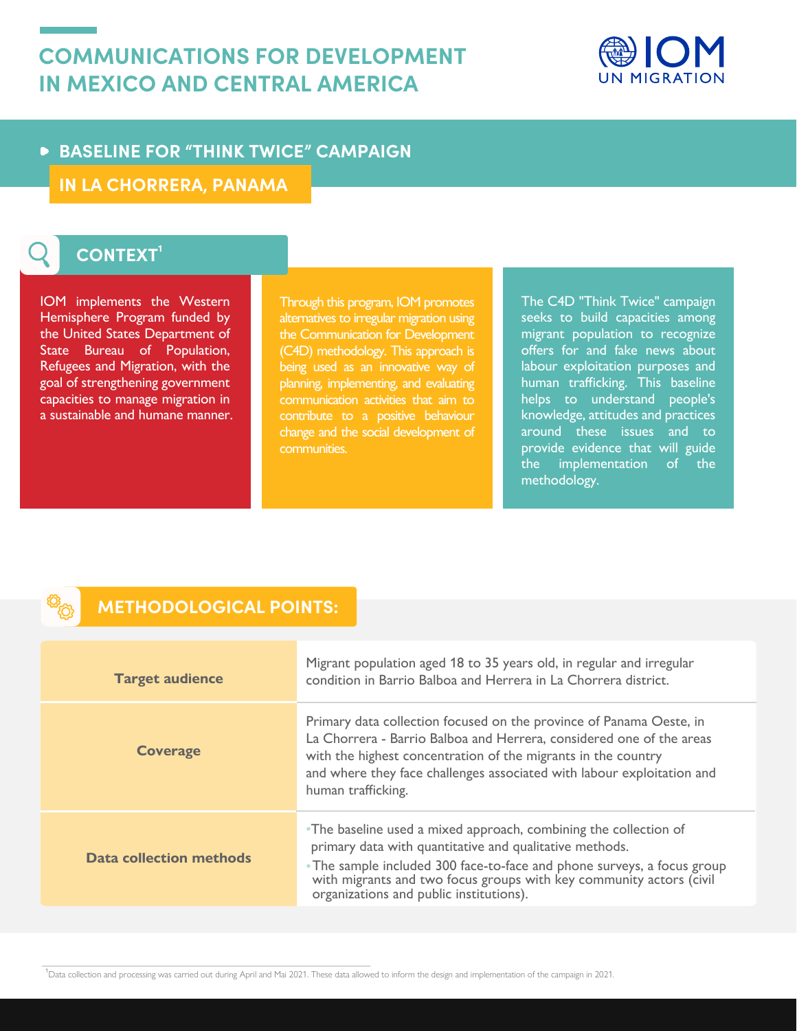# COMMUNICATIONS FOR DEVELOPMENT IN MEXICO AND CENTRAL AMERICA

IOM UN MIGRATION

## BASELINE FOR "THINK TWICE" CAMPAIGN IN LA CHORRERA, PANAMA

## CONTEXT[1]

IOM implements the Western Hemisphere Program funded by the United States Department of State Bureau of Population, Refugees and Migration, with the goal of strengthening government capacities to manage migration in a sustainable and humane manner.

Through this program, IOM promotes alternatives to irregular migration using the Communication for Development (C4D) methodology. This approach is being used as an innovative way of planning, implementing, and evaluating communication activities that aim to contribute to a positive behaviour change and the social development of communities.

The C4D "Think Twice" campaign seeks to build capacities among migrant population to recognize offers for and fake news about labour exploitation purposes and human trafficking. This baseline helps to understand people's knowledge, attitudes and practices around these issues and to provide evidence that will guide the implementation of the methodology.

## METHODOLOGICAL POINTS:

| | |
|---|---|
| **Target audience** | Migrant population aged 18 to 35 years old, in regular and irregular condition in Barrio Balboa and Herrera in La Chorrera district. |
| **Coverage** | Primary data collection focused on the province of Panama Oeste, in La Chorrera - Barrio Balboa and Herrera, considered one of the areas with the highest concentration of the migrants in the country and where they face challenges associated with labour exploitation and human trafficking. |
| **Data collection methods** | • The baseline used a mixed approach, combining the collection of primary data with quantitative and qualitative methods.<br>• The sample included 300 face-to-face and phone surveys, a focus group with migrants and two focus groups with key community actors (civil organizations and public institutions). |

[1] Data collection and processing was carried out during April and Mai 2021. These data allowed to inform the design and implementation of the campaign in 2021.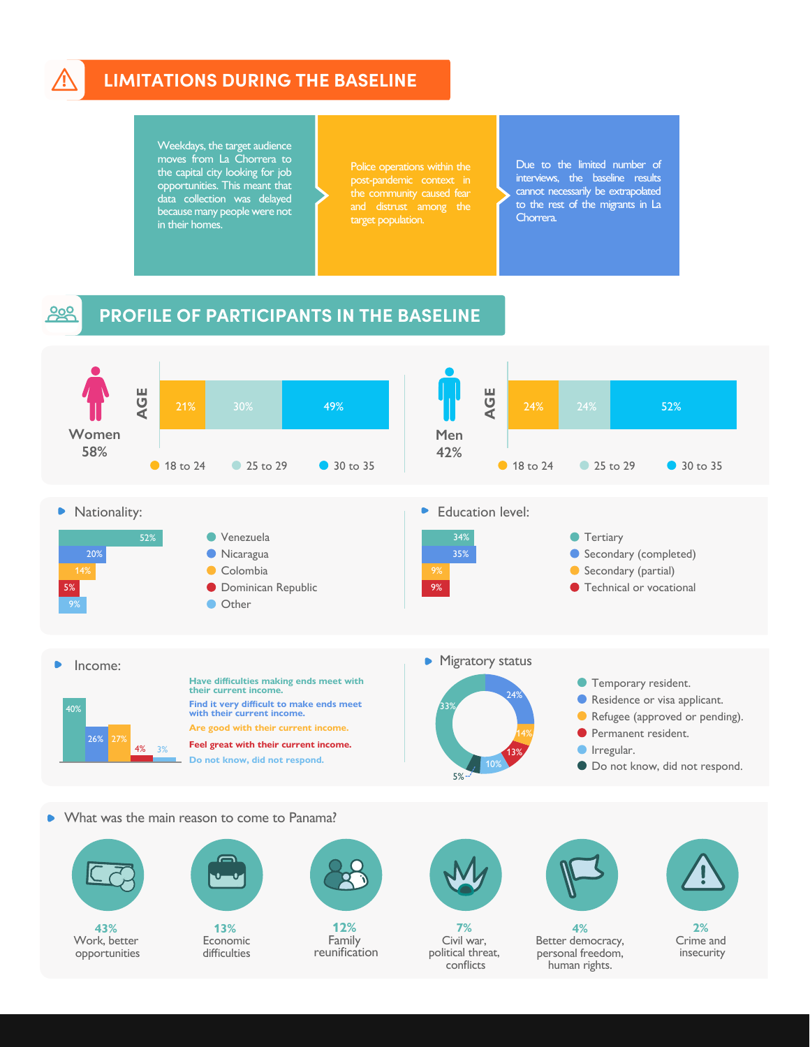## LIMITATIONS DURING THE BASELINE

Weekdays, the target audience moves from La Chorrera to the capital city looking for job opportunities. This meant that data collection was delayed because many people were not in their homes.

Police operations within the post-pandemic context in the community caused fear and distrust among the target population.

Due to the limited number of interviews, the baseline results cannot necessarily be extrapolated to the rest of the migrants in La Chorrera.

## PROFILE OF PARTICIPANTS IN THE BASELINE

**Women 58%**

| AGE | 18 to 24 | 25 to 29 | 30 to 35 |
|---|---|---|---|
| Women | 21% | 30% | 49% |

**Men 42%**

| AGE | 18 to 24 | 25 to 29 | 30 to 35 |
|---|---|---|---|
| Men | 24% | 24% | 52% |

### Nationality:

| Nationality | % |
|---|---|
| Venezuela | 52% |
| Nicaragua | 20% |
| Colombia | 14% |
| Dominican Republic | 5% |
| Other | 9% |

### Education level:

| Education level | % |
|---|---|
| Tertiary | 34% |
| Secondary (completed) | 35% |
| Secondary (partial) | 9% |
| Technical or vocational | 9% |

### Income:

| Income | % |
|---|---|
| Have difficulties making ends meet with their current income. | 40% |
| Find it very difficult to make ends meet with their current income. | 26% |
| Are good with their current income. | 27% |
| Feel great with their current income. | 4% |
| Do not know, did not respond. | 3% |

### Migratory status

| Migratory status | % |
|---|---|
| Temporary resident. | 33% |
| Residence or visa applicant. | 24% |
| Refugee (approved or pending). | 14% |
| Permanent resident. | 13% |
| Irregular. | 10% |
| Do not know, did not respond. | 5% |

### What was the main reason to come to Panama?

- **43%** Work, better opportunities
- **13%** Economic difficulties
- **12%** Family reunification
- **7%** Civil war, political threat, conflicts
- **4%** Better democracy, personal freedom, human rights.
- **2%** Crime and insecurity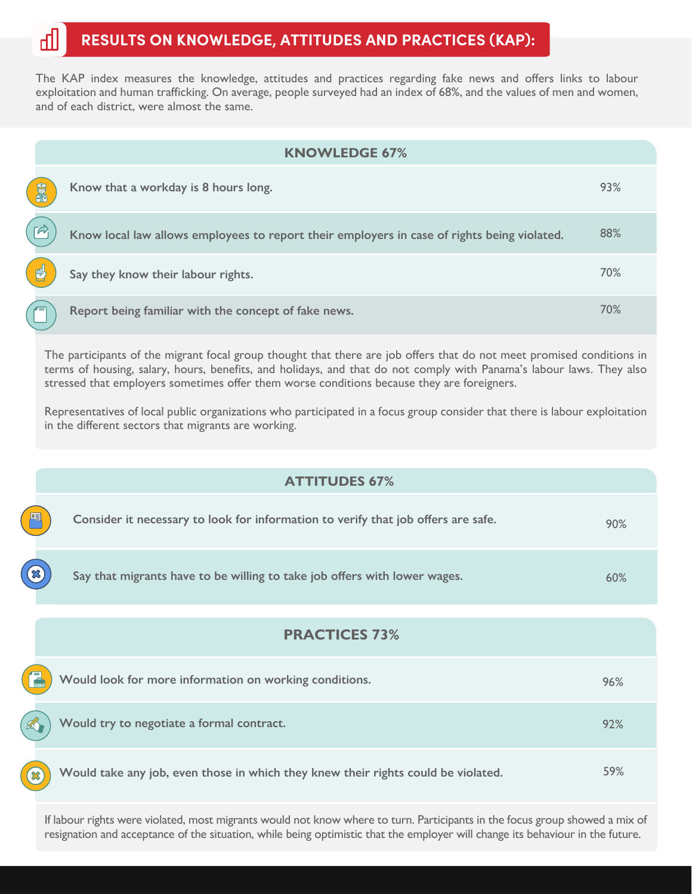## RESULTS ON KNOWLEDGE, ATTITUDES AND PRACTICES (KAP):

The KAP index measures the knowledge, attitudes and practices regarding fake news and offers links to labour exploitation and human trafficking. On average, people surveyed had an index of 68%, and the values of men and women, and of each district, were almost the same.

### KNOWLEDGE 67%

| | |
|---|---|
| **Know that a workday is 8 hours long.** | 93% |
| **Know local law allows employees to report their employers in case of rights being violated.** | 88% |
| **Say they know their labour rights.** | 70% |
| **Report being familiar with the concept of fake news.** | 70% |

The participants of the migrant focal group thought that there are job offers that do not meet promised conditions in terms of housing, salary, hours, benefits, and holidays, and that do not comply with Panama's labour laws. They also stressed that employers sometimes offer them worse conditions because they are foreigners.

Representatives of local public organizations who participated in a focus group consider that there is labour exploitation in the different sectors that migrants are working.

### ATTITUDES 67%

| | |
|---|---|
| **Consider it necessary to look for information to verify that job offers are safe.** | 90% |
| **Say that migrants have to be willing to take job offers with lower wages.** | 60% |

### PRACTICES 73%

| | |
|---|---|
| **Would look for more information on working conditions.** | 96% |
| **Would try to negotiate a formal contract.** | 92% |
| **Would take any job, even those in which they knew their rights could be violated.** | 59% |

If labour rights were violated, most migrants would not know where to turn. Participants in the focus group showed a mix of resignation and acceptance of the situation, while being optimistic that the employer will change its behaviour in the future.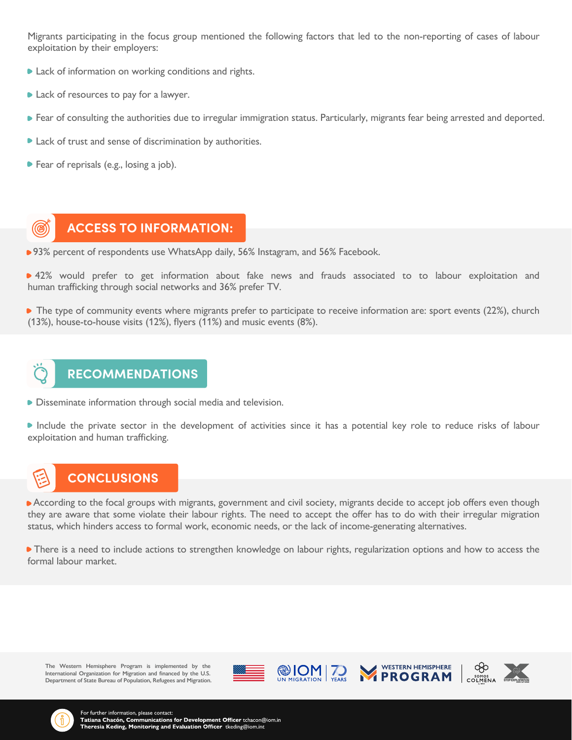Migrants participating in the focus group mentioned the following factors that led to the non-reporting of cases of labour exploitation by their employers:

- Lack of information on working conditions and rights.
- Lack of resources to pay for a lawyer.
- Fear of consulting the authorities due to irregular immigration status. Particularly, migrants fear being arrested and deported.
- Lack of trust and sense of discrimination by authorities.
- Fear of reprisals (e.g., losing a job).

## ACCESS TO INFORMATION:

- 93% percent of respondents use WhatsApp daily, 56% Instagram, and 56% Facebook.
- 42% would prefer to get information about fake news and frauds associated to to labour exploitation and human trafficking through social networks and 36% prefer TV.
- The type of community events where migrants prefer to participate to receive information are: sport events (22%), church (13%), house-to-house visits (12%), flyers (11%) and music events (8%).

## RECOMMENDATIONS

- Disseminate information through social media and television.
- Include the private sector in the development of activities since it has a potential key role to reduce risks of labour exploitation and human trafficking.

## CONCLUSIONS

- According to the focal groups with migrants, government and civil society, migrants decide to accept job offers even though they are aware that some violate their labour rights. The need to accept the offer has to do with their irregular migration status, which hinders access to formal work, economic needs, or the lack of income-generating alternatives.
- There is a need to include actions to strengthen knowledge on labour rights, regularization options and how to access the formal labour market.

The Western Hemisphere Program is implemented by the International Organization for Migration and financed by the U.S. Department of State Bureau of Population, Refugees and Migration.

For further information, please contact:
**Tatiana Chacón, Communications for Development Officer** tchacon@iom.in
**Theresia Keding, Monitoring and Evaluation Officer** tkeding@iom.int